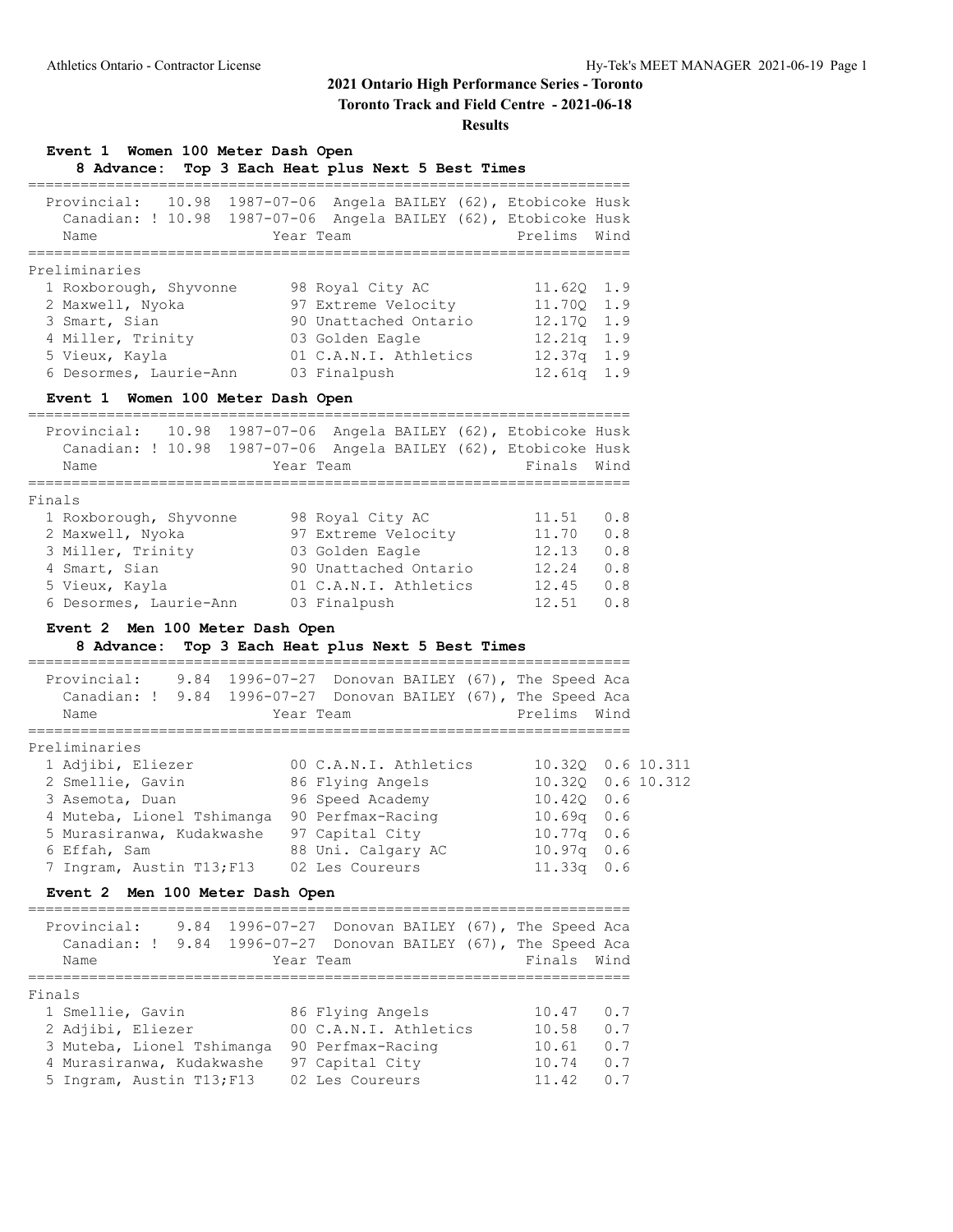# 2021 Ontario High Performance Series - Toronto

**Toronto Track and Field Centre - 2021-06-18**

**Results**

### Event 1 Women 100 Meter Dash Open

**8 Advance: Top 3 Each Heat plus Next 5 Best Times**

Provincial: 10.98 1987-07-06 Angela BAILEY (62), Etobicoke Husk
Canadian: ! 10.98 1987-07-06 Angela BAILEY (62), Etobicoke Husk

Preliminaries

| Name | Year | Team | Prelims | Wind |
|---|---|---|---|---|
| 1 Roxborough, Shyvonne | 98 | Royal City AC | 11.62Q | 1.9 |
| 2 Maxwell, Nyoka | 97 | Extreme Velocity | 11.70Q | 1.9 |
| 3 Smart, Sian | 90 | Unattached Ontario | 12.17Q | 1.9 |
| 4 Miller, Trinity | 03 | Golden Eagle | 12.21q | 1.9 |
| 5 Vieux, Kayla | 01 | C.A.N.I. Athletics | 12.37q | 1.9 |
| 6 Desormes, Laurie-Ann | 03 | Finalpush | 12.61q | 1.9 |

### Event 1 Women 100 Meter Dash Open

Provincial: 10.98 1987-07-06 Angela BAILEY (62), Etobicoke Husk
Canadian: ! 10.98 1987-07-06 Angela BAILEY (62), Etobicoke Husk

Finals

| Name | Year | Team | Finals | Wind |
|---|---|---|---|---|
| 1 Roxborough, Shyvonne | 98 | Royal City AC | 11.51 | 0.8 |
| 2 Maxwell, Nyoka | 97 | Extreme Velocity | 11.70 | 0.8 |
| 3 Miller, Trinity | 03 | Golden Eagle | 12.13 | 0.8 |
| 4 Smart, Sian | 90 | Unattached Ontario | 12.24 | 0.8 |
| 5 Vieux, Kayla | 01 | C.A.N.I. Athletics | 12.45 | 0.8 |
| 6 Desormes, Laurie-Ann | 03 | Finalpush | 12.51 | 0.8 |

### Event 2 Men 100 Meter Dash Open

**8 Advance: Top 3 Each Heat plus Next 5 Best Times**

Provincial: 9.84 1996-07-27 Donovan BAILEY (67), The Speed Aca
Canadian: ! 9.84 1996-07-27 Donovan BAILEY (67), The Speed Aca

Preliminaries

| Name | Year | Team | Prelims | Wind | |
|---|---|---|---|---|---|
| 1 Adjibi, Eliezer | 00 | C.A.N.I. Athletics | 10.32Q | 0.6 | 10.311 |
| 2 Smellie, Gavin | 86 | Flying Angels | 10.32Q | 0.6 | 10.312 |
| 3 Asemota, Duan | 96 | Speed Academy | 10.42Q | 0.6 | |
| 4 Muteba, Lionel Tshimanga | 90 | Perfmax-Racing | 10.69q | 0.6 | |
| 5 Murasiranwa, Kudakwashe | 97 | Capital City | 10.77q | 0.6 | |
| 6 Effah, Sam | 88 | Uni. Calgary AC | 10.97q | 0.6 | |
| 7 Ingram, Austin T13;F13 | 02 | Les Coureurs | 11.33q | 0.6 | |

### Event 2 Men 100 Meter Dash Open

Provincial: 9.84 1996-07-27 Donovan BAILEY (67), The Speed Aca
Canadian: ! 9.84 1996-07-27 Donovan BAILEY (67), The Speed Aca

Finals

| Name | Year | Team | Finals | Wind |
|---|---|---|---|---|
| 1 Smellie, Gavin | 86 | Flying Angels | 10.47 | 0.7 |
| 2 Adjibi, Eliezer | 00 | C.A.N.I. Athletics | 10.58 | 0.7 |
| 3 Muteba, Lionel Tshimanga | 90 | Perfmax-Racing | 10.61 | 0.7 |
| 4 Murasiranwa, Kudakwashe | 97 | Capital City | 10.74 | 0.7 |
| 5 Ingram, Austin T13;F13 | 02 | Les Coureurs | 11.42 | 0.7 |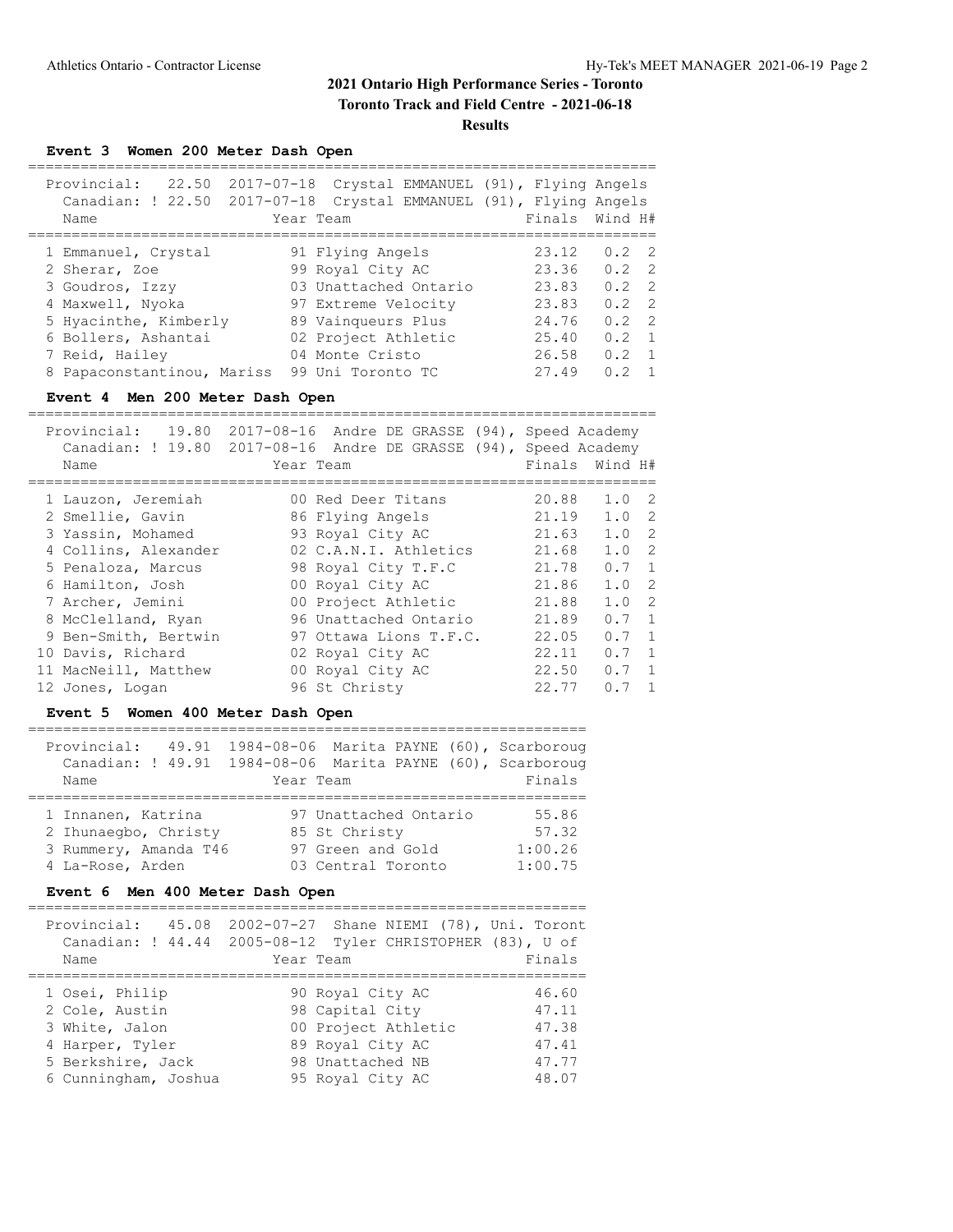# 2021 Ontario High Performance Series - Toronto

**Toronto Track and Field Centre - 2021-06-18**

**Results**

### Event 3 Women 200 Meter Dash Open

Provincial: 22.50 2017-07-18 Crystal EMMANUEL (91), Flying Angels
Canadian: ! 22.50 2017-07-18 Crystal EMMANUEL (91), Flying Angels

| Place | Name | Year | Team | Finals | Wind | H# |
|---|---|---|---|---|---|---|
| 1 | Emmanuel, Crystal | 91 | Flying Angels | 23.12 | 0.2 | 2 |
| 2 | Sherar, Zoe | 99 | Royal City AC | 23.36 | 0.2 | 2 |
| 3 | Goudros, Izzy | 03 | Unattached Ontario | 23.83 | 0.2 | 2 |
| 4 | Maxwell, Nyoka | 97 | Extreme Velocity | 23.83 | 0.2 | 2 |
| 5 | Hyacinthe, Kimberly | 89 | Vainqueurs Plus | 24.76 | 0.2 | 2 |
| 6 | Bollers, Ashantai | 02 | Project Athletic | 25.40 | 0.2 | 1 |
| 7 | Reid, Hailey | 04 | Monte Cristo | 26.58 | 0.2 | 1 |
| 8 | Papaconstantinou, Mariss | 99 | Uni Toronto TC | 27.49 | 0.2 | 1 |

### Event 4 Men 200 Meter Dash Open

Provincial: 19.80 2017-08-16 Andre DE GRASSE (94), Speed Academy
Canadian: ! 19.80 2017-08-16 Andre DE GRASSE (94), Speed Academy

| Place | Name | Year | Team | Finals | Wind | H# |
|---|---|---|---|---|---|---|
| 1 | Lauzon, Jeremiah | 00 | Red Deer Titans | 20.88 | 1.0 | 2 |
| 2 | Smellie, Gavin | 86 | Flying Angels | 21.19 | 1.0 | 2 |
| 3 | Yassin, Mohamed | 93 | Royal City AC | 21.63 | 1.0 | 2 |
| 4 | Collins, Alexander | 02 | C.A.N.I. Athletics | 21.68 | 1.0 | 2 |
| 5 | Penaloza, Marcus | 98 | Royal City T.F.C | 21.78 | 0.7 | 1 |
| 6 | Hamilton, Josh | 00 | Royal City AC | 21.86 | 1.0 | 2 |
| 7 | Archer, Jemini | 00 | Project Athletic | 21.88 | 1.0 | 2 |
| 8 | McClelland, Ryan | 96 | Unattached Ontario | 21.89 | 0.7 | 1 |
| 9 | Ben-Smith, Bertwin | 97 | Ottawa Lions T.F.C. | 22.05 | 0.7 | 1 |
| 10 | Davis, Richard | 02 | Royal City AC | 22.11 | 0.7 | 1 |
| 11 | MacNeill, Matthew | 00 | Royal City AC | 22.50 | 0.7 | 1 |
| 12 | Jones, Logan | 96 | St Christy | 22.77 | 0.7 | 1 |

### Event 5 Women 400 Meter Dash Open

Provincial: 49.91 1984-08-06 Marita PAYNE (60), Scarboroug
Canadian: ! 49.91 1984-08-06 Marita PAYNE (60), Scarboroug

| Place | Name | Year | Team | Finals |
|---|---|---|---|---|
| 1 | Innanen, Katrina | 97 | Unattached Ontario | 55.86 |
| 2 | Ihunaegbo, Christy | 85 | St Christy | 57.32 |
| 3 | Rummery, Amanda T46 | 97 | Green and Gold | 1:00.26 |
| 4 | La-Rose, Arden | 03 | Central Toronto | 1:00.75 |

### Event 6 Men 400 Meter Dash Open

Provincial: 45.08 2002-07-27 Shane NIEMI (78), Uni. Toront
Canadian: ! 44.44 2005-08-12 Tyler CHRISTOPHER (83), U of

| Place | Name | Year | Team | Finals |
|---|---|---|---|---|
| 1 | Osei, Philip | 90 | Royal City AC | 46.60 |
| 2 | Cole, Austin | 98 | Capital City | 47.11 |
| 3 | White, Jalon | 00 | Project Athletic | 47.38 |
| 4 | Harper, Tyler | 89 | Royal City AC | 47.41 |
| 5 | Berkshire, Jack | 98 | Unattached NB | 47.77 |
| 6 | Cunningham, Joshua | 95 | Royal City AC | 48.07 |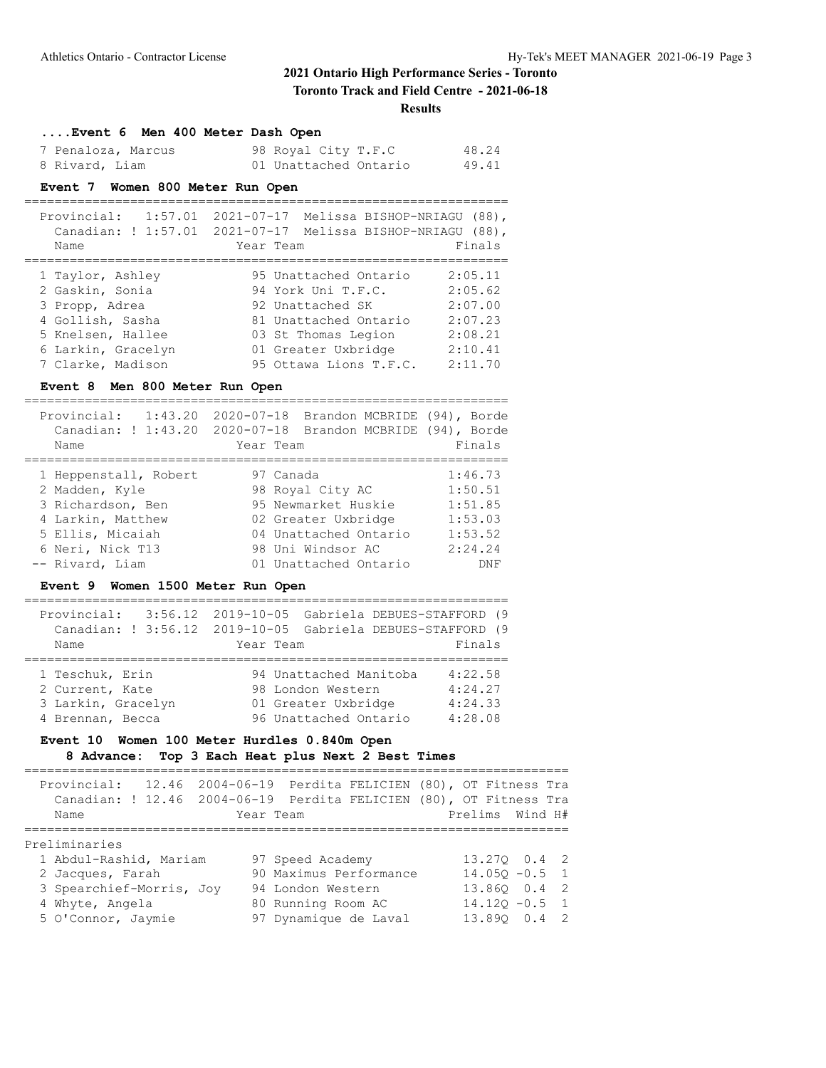## 2021 Ontario High Performance Series - Toronto

**Toronto Track and Field Centre - 2021-06-18**

**Results**

### ....Event 6 Men 400 Meter Dash Open

| Name | Year | Team | Finals |
|---|---|---|---|
| 7 Penaloza, Marcus | 98 | Royal City T.F.C | 48.24 |
| 8 Rivard, Liam | 01 | Unattached Ontario | 49.41 |

### Event 7 Women 800 Meter Run Open

Provincial: 1:57.01 2021-07-17 Melissa BISHOP-NRIAGU (88),
Canadian: ! 1:57.01 2021-07-17 Melissa BISHOP-NRIAGU (88),

| Name | Year | Team | Finals |
|---|---|---|---|
| 1 Taylor, Ashley | 95 | Unattached Ontario | 2:05.11 |
| 2 Gaskin, Sonia | 94 | York Uni T.F.C. | 2:05.62 |
| 3 Propp, Adrea | 92 | Unattached SK | 2:07.00 |
| 4 Gollish, Sasha | 81 | Unattached Ontario | 2:07.23 |
| 5 Knelsen, Hallee | 03 | St Thomas Legion | 2:08.21 |
| 6 Larkin, Gracelyn | 01 | Greater Uxbridge | 2:10.41 |
| 7 Clarke, Madison | 95 | Ottawa Lions T.F.C. | 2:11.70 |

### Event 8 Men 800 Meter Run Open

Provincial: 1:43.20 2020-07-18 Brandon MCBRIDE (94), Borde
Canadian: ! 1:43.20 2020-07-18 Brandon MCBRIDE (94), Borde

| Name | Year | Team | Finals |
|---|---|---|---|
| 1 Heppenstall, Robert | 97 | Canada | 1:46.73 |
| 2 Madden, Kyle | 98 | Royal City AC | 1:50.51 |
| 3 Richardson, Ben | 95 | Newmarket Huskie | 1:51.85 |
| 4 Larkin, Matthew | 02 | Greater Uxbridge | 1:53.03 |
| 5 Ellis, Micaiah | 04 | Unattached Ontario | 1:53.52 |
| 6 Neri, Nick T13 | 98 | Uni Windsor AC | 2:24.24 |
| -- Rivard, Liam | 01 | Unattached Ontario | DNF |

### Event 9 Women 1500 Meter Run Open

Provincial: 3:56.12 2019-10-05 Gabriela DEBUES-STAFFORD (9
Canadian: ! 3:56.12 2019-10-05 Gabriela DEBUES-STAFFORD (9

| Name | Year | Team | Finals |
|---|---|---|---|
| 1 Teschuk, Erin | 94 | Unattached Manitoba | 4:22.58 |
| 2 Current, Kate | 98 | London Western | 4:24.27 |
| 3 Larkin, Gracelyn | 01 | Greater Uxbridge | 4:24.33 |
| 4 Brennan, Becca | 96 | Unattached Ontario | 4:28.08 |

### Event 10 Women 100 Meter Hurdles 0.840m Open

**8 Advance: Top 3 Each Heat plus Next 2 Best Times**

Provincial: 12.46 2004-06-19 Perdita FELICIEN (80), OT Fitness Tra
Canadian: ! 12.46 2004-06-19 Perdita FELICIEN (80), OT Fitness Tra

| Name | Year | Team | Prelims | Wind | H# |
|---|---|---|---|---|---|
| Preliminaries | | | | | |
| 1 Abdul-Rashid, Mariam | 97 | Speed Academy | 13.27Q | 0.4 | 2 |
| 2 Jacques, Farah | 90 | Maximus Performance | 14.05Q | -0.5 | 1 |
| 3 Spearchief-Morris, Joy | 94 | London Western | 13.86Q | 0.4 | 2 |
| 4 Whyte, Angela | 80 | Running Room AC | 14.12Q | -0.5 | 1 |
| 5 O'Connor, Jaymie | 97 | Dynamique de Laval | 13.89Q | 0.4 | 2 |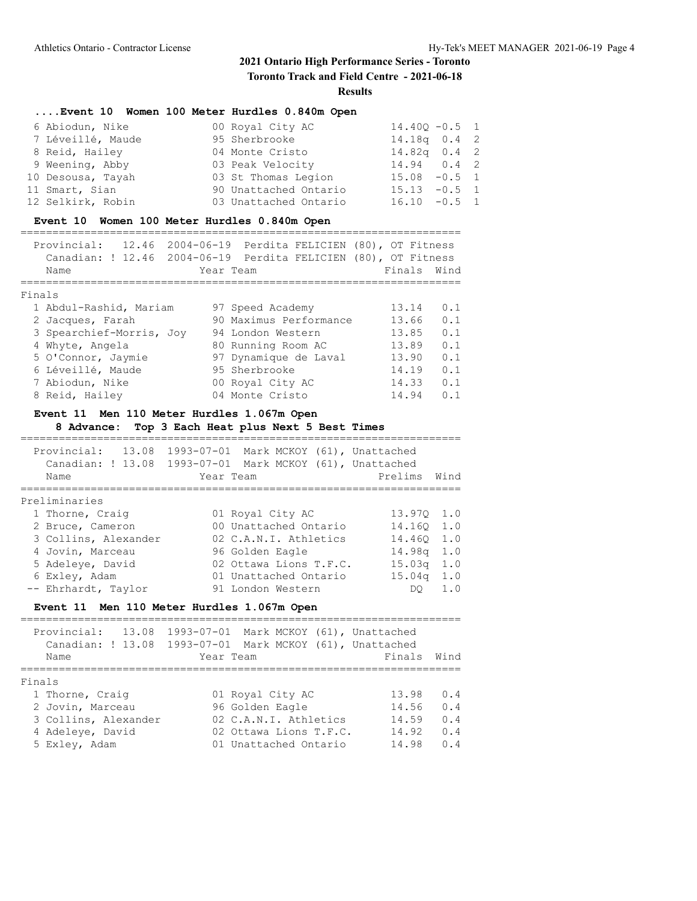# 2021 Ontario High Performance Series - Toronto

**Toronto Track and Field Centre - 2021-06-18**

**Results**

### ....Event 10 Women 100 Meter Hurdles 0.840m Open

| Place | Name | Year | Team | Prelims | Wind | Heat |
|---|---|---|---|---|---|---|
| 6 | Abiodun, Nike | 00 | Royal City AC | 14.40Q | -0.5 | 1 |
| 7 | Léveillé, Maude | 95 | Sherbrooke | 14.18q | 0.4 | 2 |
| 8 | Reid, Hailey | 04 | Monte Cristo | 14.82q | 0.4 | 2 |
| 9 | Weening, Abby | 03 | Peak Velocity | 14.94 | 0.4 | 2 |
| 10 | Desousa, Tayah | 03 | St Thomas Legion | 15.08 | -0.5 | 1 |
| 11 | Smart, Sian | 90 | Unattached Ontario | 15.13 | -0.5 | 1 |
| 12 | Selkirk, Robin | 03 | Unattached Ontario | 16.10 | -0.5 | 1 |

### Event 10 Women 100 Meter Hurdles 0.840m Open

Provincial: 12.46 2004-06-19 Perdita FELICIEN (80), OT Fitness
Canadian: ! 12.46 2004-06-19 Perdita FELICIEN (80), OT Fitness

**Finals**

| Place | Name | Year | Team | Finals | Wind |
|---|---|---|---|---|---|
| 1 | Abdul-Rashid, Mariam | 97 | Speed Academy | 13.14 | 0.1 |
| 2 | Jacques, Farah | 90 | Maximus Performance | 13.66 | 0.1 |
| 3 | Spearchief-Morris, Joy | 94 | London Western | 13.85 | 0.1 |
| 4 | Whyte, Angela | 80 | Running Room AC | 13.89 | 0.1 |
| 5 | O'Connor, Jaymie | 97 | Dynamique de Laval | 13.90 | 0.1 |
| 6 | Léveillé, Maude | 95 | Sherbrooke | 14.19 | 0.1 |
| 7 | Abiodun, Nike | 00 | Royal City AC | 14.33 | 0.1 |
| 8 | Reid, Hailey | 04 | Monte Cristo | 14.94 | 0.1 |

### Event 11 Men 110 Meter Hurdles 1.067m Open

**8 Advance: Top 3 Each Heat plus Next 5 Best Times**

Provincial: 13.08 1993-07-01 Mark MCKOY (61), Unattached
Canadian: ! 13.08 1993-07-01 Mark MCKOY (61), Unattached

**Preliminaries**

| Place | Name | Year | Team | Prelims | Wind |
|---|---|---|---|---|---|
| 1 | Thorne, Craig | 01 | Royal City AC | 13.97Q | 1.0 |
| 2 | Bruce, Cameron | 00 | Unattached Ontario | 14.16Q | 1.0 |
| 3 | Collins, Alexander | 02 | C.A.N.I. Athletics | 14.46Q | 1.0 |
| 4 | Jovin, Marceau | 96 | Golden Eagle | 14.98q | 1.0 |
| 5 | Adeleye, David | 02 | Ottawa Lions T.F.C. | 15.03q | 1.0 |
| 6 | Exley, Adam | 01 | Unattached Ontario | 15.04q | 1.0 |
| -- | Ehrhardt, Taylor | 91 | London Western | DQ | 1.0 |

### Event 11 Men 110 Meter Hurdles 1.067m Open

Provincial: 13.08 1993-07-01 Mark MCKOY (61), Unattached
Canadian: ! 13.08 1993-07-01 Mark MCKOY (61), Unattached

**Finals**

| Place | Name | Year | Team | Finals | Wind |
|---|---|---|---|---|---|
| 1 | Thorne, Craig | 01 | Royal City AC | 13.98 | 0.4 |
| 2 | Jovin, Marceau | 96 | Golden Eagle | 14.56 | 0.4 |
| 3 | Collins, Alexander | 02 | C.A.N.I. Athletics | 14.59 | 0.4 |
| 4 | Adeleye, David | 02 | Ottawa Lions T.F.C. | 14.92 | 0.4 |
| 5 | Exley, Adam | 01 | Unattached Ontario | 14.98 | 0.4 |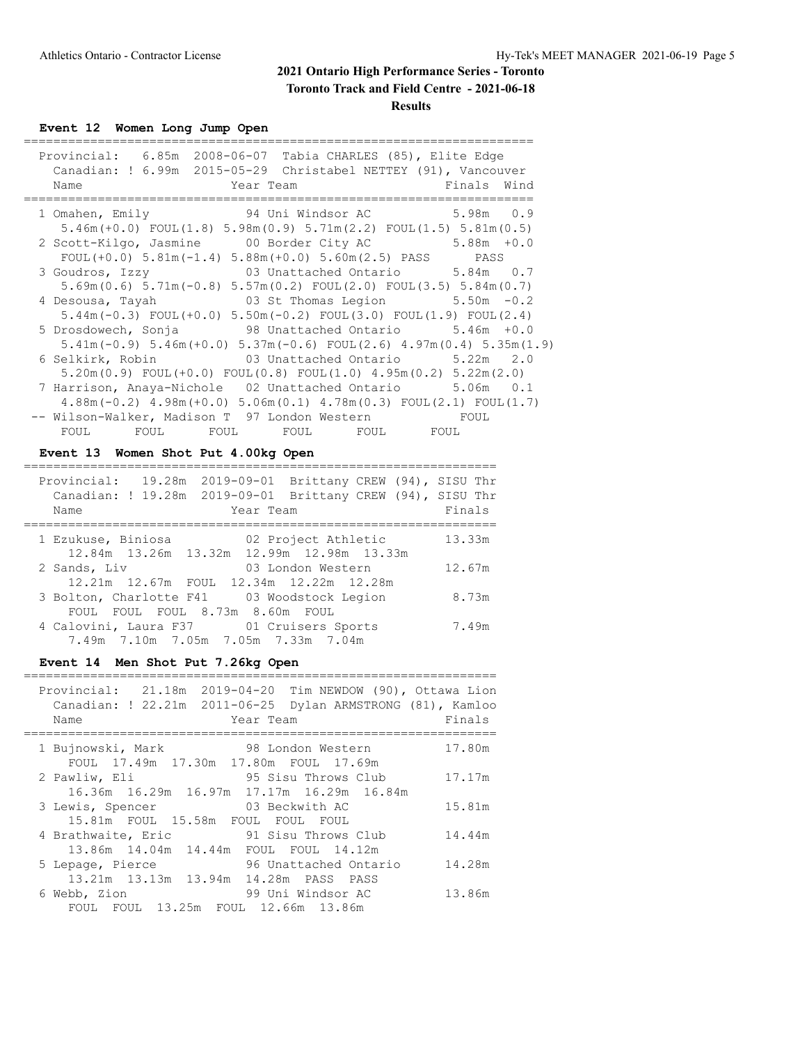# 2021 Ontario High Performance Series - Toronto

**Toronto Track and Field Centre - 2021-06-18**

**Results**

### Event 12 Women Long Jump Open

Provincial: 6.85m 2008-06-07 Tabia CHARLES (85), Elite Edge
Canadian: ! 6.99m 2015-05-29 Christabel NETTEY (91), Vancouver

| Place | Name | Year | Team | Finals | Wind |
|---|---|---|---|---|---|
| 1 | Omahen, Emily | 94 | Uni Windsor AC | 5.98m | 0.9 |
| | 5.46m(+0.0) FOUL(1.8) 5.98m(0.9) 5.71m(2.2) FOUL(1.5) 5.81m(0.5) | | | | |
| 2 | Scott-Kilgo, Jasmine | 00 | Border City AC | 5.88m | +0.0 |
| | FOUL(+0.0) 5.81m(-1.4) 5.88m(+0.0) 5.60m(2.5) PASS PASS | | | | |
| 3 | Goudros, Izzy | 03 | Unattached Ontario | 5.84m | 0.7 |
| | 5.69m(0.6) 5.71m(-0.8) 5.57m(0.2) FOUL(2.0) FOUL(3.5) 5.84m(0.7) | | | | |
| 4 | Desousa, Tayah | 03 | St Thomas Legion | 5.50m | -0.2 |
| | 5.44m(-0.3) FOUL(+0.0) 5.50m(-0.2) FOUL(3.0) FOUL(1.9) FOUL(2.4) | | | | |
| 5 | Drosdowech, Sonja | 98 | Unattached Ontario | 5.46m | +0.0 |
| | 5.41m(-0.9) 5.46m(+0.0) 5.37m(-0.6) FOUL(2.6) 4.97m(0.4) 5.35m(1.9) | | | | |
| 6 | Selkirk, Robin | 03 | Unattached Ontario | 5.22m | 2.0 |
| | 5.20m(0.9) FOUL(+0.0) FOUL(0.8) FOUL(1.0) 4.95m(0.2) 5.22m(2.0) | | | | |
| 7 | Harrison, Anaya-Nichole | 02 | Unattached Ontario | 5.06m | 0.1 |
| | 4.88m(-0.2) 4.98m(+0.0) 5.06m(0.1) 4.78m(0.3) FOUL(2.1) FOUL(1.7) | | | | |
| -- | Wilson-Walker, Madison T | 97 | London Western | FOUL | |
| | FOUL FOUL FOUL FOUL FOUL FOUL | | | | |

### Event 13 Women Shot Put 4.00kg Open

Provincial: 19.28m 2019-09-01 Brittany CREW (94), SISU Thr
Canadian: ! 19.28m 2019-09-01 Brittany CREW (94), SISU Thr

| Place | Name | Year | Team | Finals |
|---|---|---|---|---|
| 1 | Ezukuse, Biniosa | 02 | Project Athletic | 13.33m |
| | 12.84m 13.26m 13.32m 12.99m 12.98m 13.33m | | | |
| 2 | Sands, Liv | 03 | London Western | 12.67m |
| | 12.21m 12.67m FOUL 12.34m 12.22m 12.28m | | | |
| 3 | Bolton, Charlotte F41 | 03 | Woodstock Legion | 8.73m |
| | FOUL FOUL FOUL 8.73m 8.60m FOUL | | | |
| 4 | Calovini, Laura F37 | 01 | Cruisers Sports | 7.49m |
| | 7.49m 7.10m 7.05m 7.05m 7.33m 7.04m | | | |

### Event 14 Men Shot Put 7.26kg Open

Provincial: 21.18m 2019-04-20 Tim NEWDOW (90), Ottawa Lion
Canadian: ! 22.21m 2011-06-25 Dylan ARMSTRONG (81), Kamloo

| Place | Name | Year | Team | Finals |
|---|---|---|---|---|
| 1 | Bujnowski, Mark | 98 | London Western | 17.80m |
| | FOUL 17.49m 17.30m 17.80m FOUL 17.69m | | | |
| 2 | Pawliw, Eli | 95 | Sisu Throws Club | 17.17m |
| | 16.36m 16.29m 16.97m 17.17m 16.29m 16.84m | | | |
| 3 | Lewis, Spencer | 03 | Beckwith AC | 15.81m |
| | 15.81m FOUL 15.58m FOUL FOUL FOUL | | | |
| 4 | Brathwaite, Eric | 91 | Sisu Throws Club | 14.44m |
| | 13.86m 14.04m 14.44m FOUL FOUL 14.12m | | | |
| 5 | Lepage, Pierce | 96 | Unattached Ontario | 14.28m |
| | 13.21m 13.13m 13.94m 14.28m PASS PASS | | | |
| 6 | Webb, Zion | 99 | Uni Windsor AC | 13.86m |
| | FOUL FOUL 13.25m FOUL 12.66m 13.86m | | | |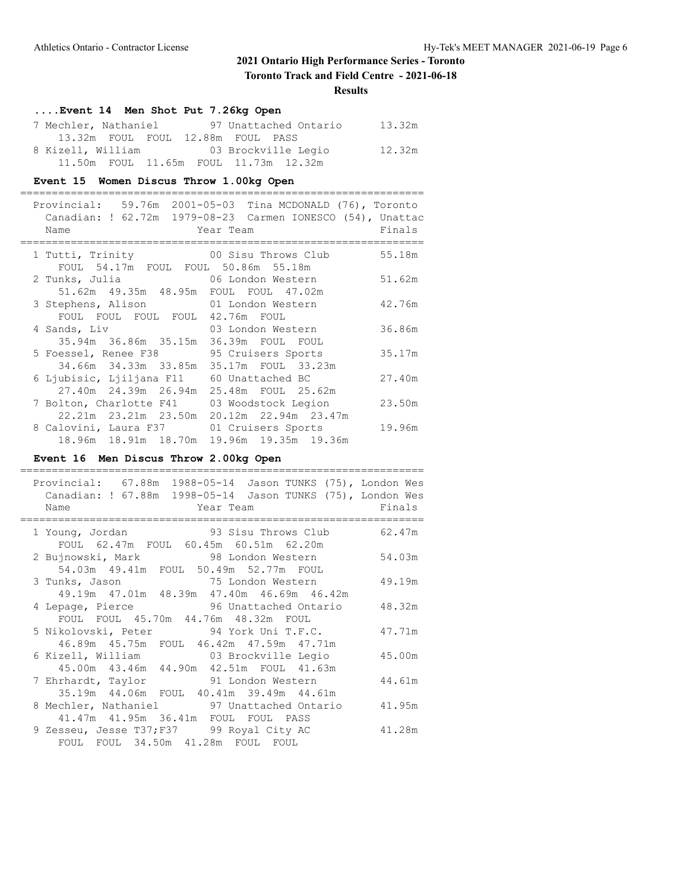## 2021 Ontario High Performance Series - Toronto

**Toronto Track and Field Centre - 2021-06-18**

**Results**

### ....Event 14 Men Shot Put 7.26kg Open

| Place | Name | Year | Team | Finals |
|---|---|---|---|---|
| 7 | Mechler, Nathaniel | 97 | Unattached Ontario | 13.32m |
| | 13.32m FOUL FOUL 12.88m FOUL PASS | | | |
| 8 | Kizell, William | 03 | Brockville Legio | 12.32m |
| | 11.50m FOUL 11.65m FOUL 11.73m 12.32m | | | |

### Event 15 Women Discus Throw 1.00kg Open

Provincial: 59.76m 2001-05-03 Tina MCDONALD (76), Toronto
Canadian: ! 62.72m 1979-08-23 Carmen IONESCO (54), Unattac

| Place | Name | Year | Team | Finals |
|---|---|---|---|---|
| 1 | Tutti, Trinity | 00 | Sisu Throws Club | 55.18m |
| | FOUL 54.17m FOUL FOUL 50.86m 55.18m | | | |
| 2 | Tunks, Julia | 06 | London Western | 51.62m |
| | 51.62m 49.35m 48.95m FOUL FOUL 47.02m | | | |
| 3 | Stephens, Alison | 01 | London Western | 42.76m |
| | FOUL FOUL FOUL FOUL 42.76m FOUL | | | |
| 4 | Sands, Liv | 03 | London Western | 36.86m |
| | 35.94m 36.86m 35.15m 36.39m FOUL FOUL | | | |
| 5 | Foessel, Renee F38 | 95 | Cruisers Sports | 35.17m |
| | 34.66m 34.33m 33.85m 35.17m FOUL 33.23m | | | |
| 6 | Ljubisic, Ljiljana F11 | 60 | Unattached BC | 27.40m |
| | 27.40m 24.39m 26.94m 25.48m FOUL 25.62m | | | |
| 7 | Bolton, Charlotte F41 | 03 | Woodstock Legion | 23.50m |
| | 22.21m 23.21m 23.50m 20.12m 22.94m 23.47m | | | |
| 8 | Calovini, Laura F37 | 01 | Cruisers Sports | 19.96m |
| | 18.96m 18.91m 18.70m 19.96m 19.35m 19.36m | | | |

### Event 16 Men Discus Throw 2.00kg Open

Provincial: 67.88m 1988-05-14 Jason TUNKS (75), London Wes
Canadian: ! 67.88m 1998-05-14 Jason TUNKS (75), London Wes

| Place | Name | Year | Team | Finals |
|---|---|---|---|---|
| 1 | Young, Jordan | 93 | Sisu Throws Club | 62.47m |
| | FOUL 62.47m FOUL 60.45m 60.51m 62.20m | | | |
| 2 | Bujnowski, Mark | 98 | London Western | 54.03m |
| | 54.03m 49.41m FOUL 50.49m 52.77m FOUL | | | |
| 3 | Tunks, Jason | 75 | London Western | 49.19m |
| | 49.19m 47.01m 48.39m 47.40m 46.69m 46.42m | | | |
| 4 | Lepage, Pierce | 96 | Unattached Ontario | 48.32m |
| | FOUL FOUL 45.70m 44.76m 48.32m FOUL | | | |
| 5 | Nikolovski, Peter | 94 | York Uni T.F.C. | 47.71m |
| | 46.89m 45.75m FOUL 46.42m 47.59m 47.71m | | | |
| 6 | Kizell, William | 03 | Brockville Legio | 45.00m |
| | 45.00m 43.46m 44.90m 42.51m FOUL 41.63m | | | |
| 7 | Ehrhardt, Taylor | 91 | London Western | 44.61m |
| | 35.19m 44.06m FOUL 40.41m 39.49m 44.61m | | | |
| 8 | Mechler, Nathaniel | 97 | Unattached Ontario | 41.95m |
| | 41.47m 41.95m 36.41m FOUL FOUL PASS | | | |
| 9 | Zesseu, Jesse T37;F37 | 99 | Royal City AC | 41.28m |
| | FOUL FOUL 34.50m 41.28m FOUL FOUL | | | |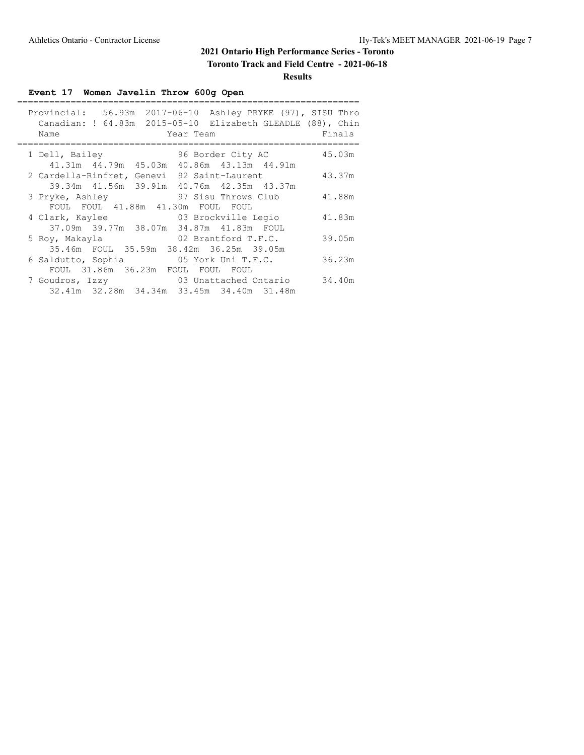## 2021 Ontario High Performance Series - Toronto

**Toronto Track and Field Centre - 2021-06-18**

**Results**

### Event 17 Women Javelin Throw 600g Open

Provincial: 56.93m 2017-06-10 Ashley PRYKE (97), SISU Thro
Canadian: ! 64.83m 2015-05-10 Elizabeth GLEADLE (88), Chin

| Name | Year | Team | Finals |
|---|---|---|---|
| 1 Dell, Bailey | 96 | Border City AC | 45.03m |
| 41.31m 44.79m 45.03m 40.86m 43.13m 44.91m | | | |
| 2 Cardella-Rinfret, Genevi | 92 | Saint-Laurent | 43.37m |
| 39.34m 41.56m 39.91m 40.76m 42.35m 43.37m | | | |
| 3 Pryke, Ashley | 97 | Sisu Throws Club | 41.88m |
| FOUL FOUL 41.88m 41.30m FOUL FOUL | | | |
| 4 Clark, Kaylee | 03 | Brockville Legio | 41.83m |
| 37.09m 39.77m 38.07m 34.87m 41.83m FOUL | | | |
| 5 Roy, Makayla | 02 | Brantford T.F.C. | 39.05m |
| 35.46m FOUL 35.59m 38.42m 36.25m 39.05m | | | |
| 6 Saldutto, Sophia | 05 | York Uni T.F.C. | 36.23m |
| FOUL 31.86m 36.23m FOUL FOUL FOUL | | | |
| 7 Goudros, Izzy | 03 | Unattached Ontario | 34.40m |
| 32.41m 32.28m 34.34m 33.45m 34.40m 31.48m | | | |